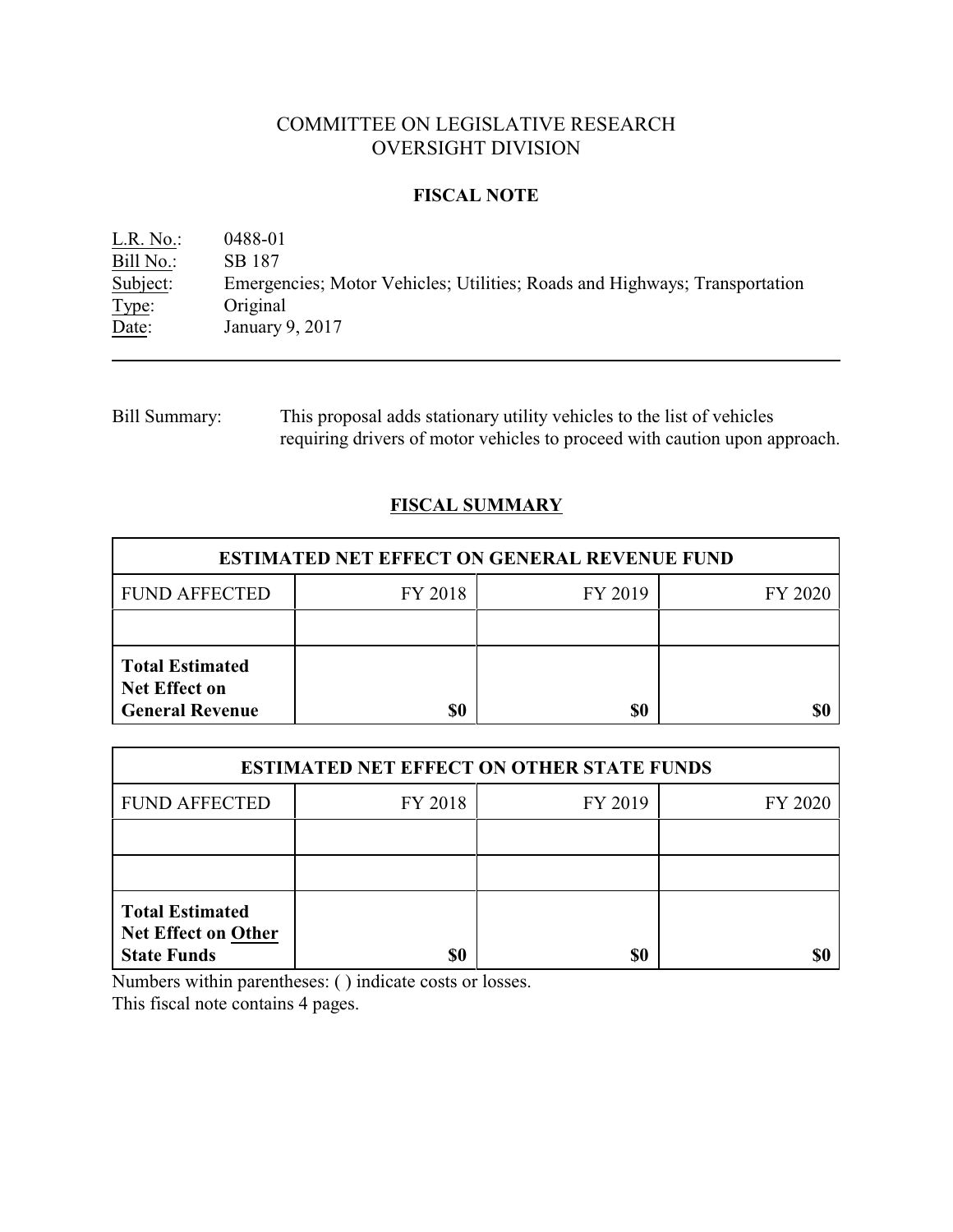# COMMITTEE ON LEGISLATIVE RESEARCH
# OVERSIGHT DIVISION

## FISCAL NOTE

L.R. No.: 0488-01
Bill No.: SB 187
Subject: Emergencies; Motor Vehicles; Utilities; Roads and Highways; Transportation
Type: Original
Date: January 9, 2017

---

Bill Summary: This proposal adds stationary utility vehicles to the list of vehicles requiring drivers of motor vehicles to proceed with caution upon approach.

## FISCAL SUMMARY

| ESTIMATED NET EFFECT ON GENERAL REVENUE FUND | | | |
|---|---|---|---|
| FUND AFFECTED | FY 2018 | FY 2019 | FY 2020 |
| | | | |
| **Total Estimated Net Effect on General Revenue** | **$0** | **$0** | **$0** |

| ESTIMATED NET EFFECT ON OTHER STATE FUNDS | | | |
|---|---|---|---|
| FUND AFFECTED | FY 2018 | FY 2019 | FY 2020 |
| | | | |
| | | | |
| **Total Estimated Net Effect on Other State Funds** | **$0** | **$0** | **$0** |

Numbers within parentheses: ( ) indicate costs or losses.
This fiscal note contains 4 pages.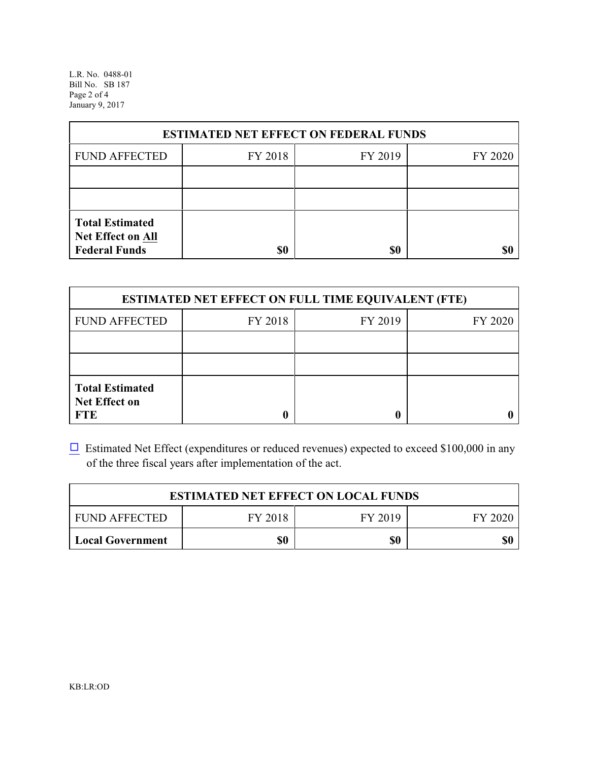| ESTIMATED NET EFFECT ON FEDERAL FUNDS | | | |
|---|---|---|---|
| FUND AFFECTED | FY 2018 | FY 2019 | FY 2020 |
| | | | |
| | | | |
| **Total Estimated Net Effect on All Federal Funds** | **$0** | **$0** | **$0** |

| ESTIMATED NET EFFECT ON FULL TIME EQUIVALENT (FTE) | | | |
|---|---|---|---|
| FUND AFFECTED | FY 2018 | FY 2019 | FY 2020 |
| | | | |
| | | | |
| **Total Estimated Net Effect on FTE** | **0** | **0** | **0** |

☐ Estimated Net Effect (expenditures or reduced revenues) expected to exceed $100,000 in any of the three fiscal years after implementation of the act.

| ESTIMATED NET EFFECT ON LOCAL FUNDS | | | |
|---|---|---|---|
| FUND AFFECTED | FY 2018 | FY 2019 | FY 2020 |
| **Local Government** | **$0** | **$0** | **$0** |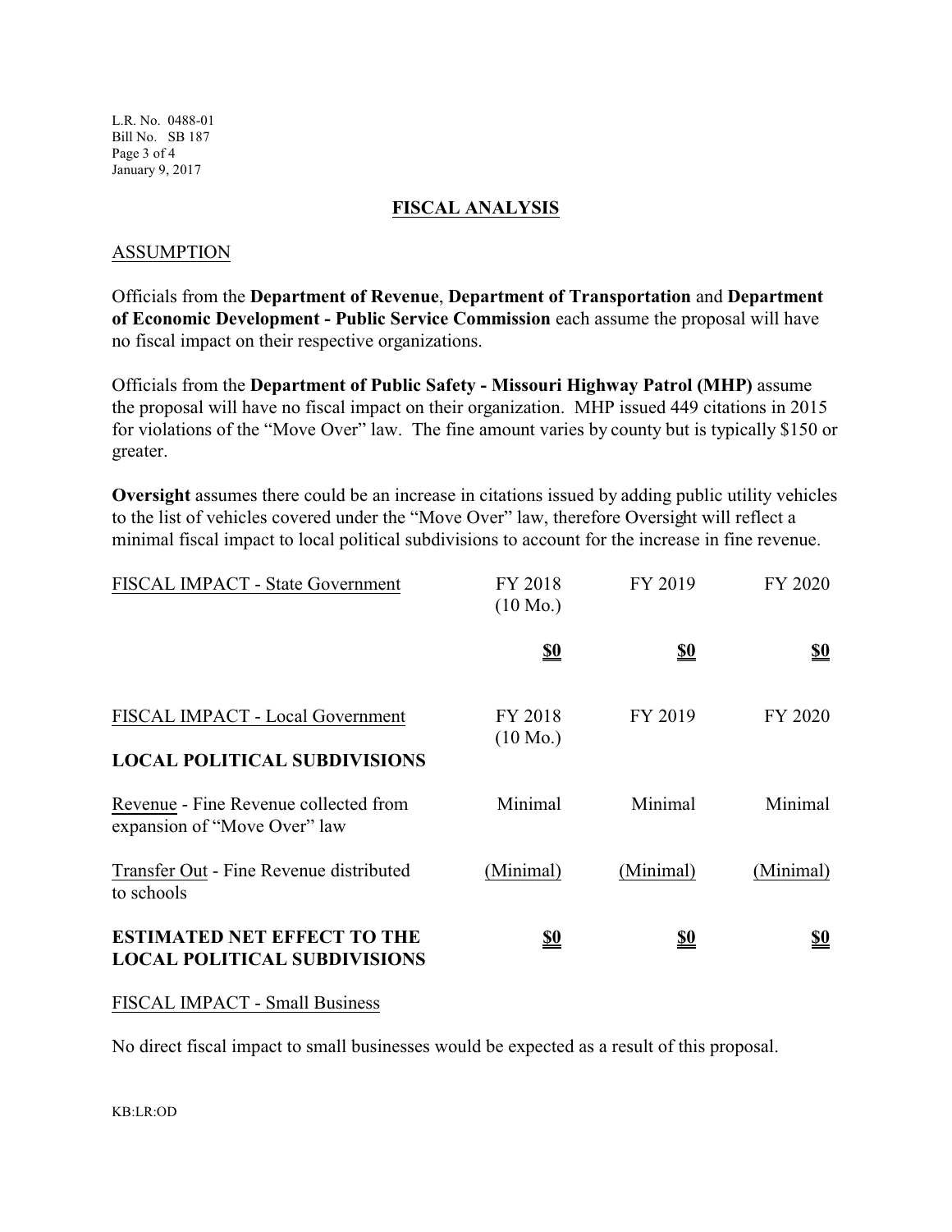## FISCAL ANALYSIS

### ASSUMPTION

Officials from the **Department of Revenue**, **Department of Transportation** and **Department of Economic Development - Public Service Commission** each assume the proposal will have no fiscal impact on their respective organizations.

Officials from the **Department of Public Safety - Missouri Highway Patrol (MHP)** assume the proposal will have no fiscal impact on their organization. MHP issued 449 citations in 2015 for violations of the "Move Over" law. The fine amount varies by county but is typically $150 or greater.

**Oversight** assumes there could be an increase in citations issued by adding public utility vehicles to the list of vehicles covered under the "Move Over" law, therefore Oversight will reflect a minimal fiscal impact to local political subdivisions to account for the increase in fine revenue.

| FISCAL IMPACT - State Government | FY 2018 (10 Mo.) | FY 2019 | FY 2020 |
|---|---|---|---|
| | **$0** | **$0** | **$0** |

| FISCAL IMPACT - Local Government | FY 2018 (10 Mo.) | FY 2019 | FY 2020 |
|---|---|---|---|
| **LOCAL POLITICAL SUBDIVISIONS** | | | |
| Revenue - Fine Revenue collected from expansion of "Move Over" law | Minimal | Minimal | Minimal |
| Transfer Out - Fine Revenue distributed to schools | (Minimal) | (Minimal) | (Minimal) |
| **ESTIMATED NET EFFECT TO THE LOCAL POLITICAL SUBDIVISIONS** | **$0** | **$0** | **$0** |

### FISCAL IMPACT - Small Business

No direct fiscal impact to small businesses would be expected as a result of this proposal.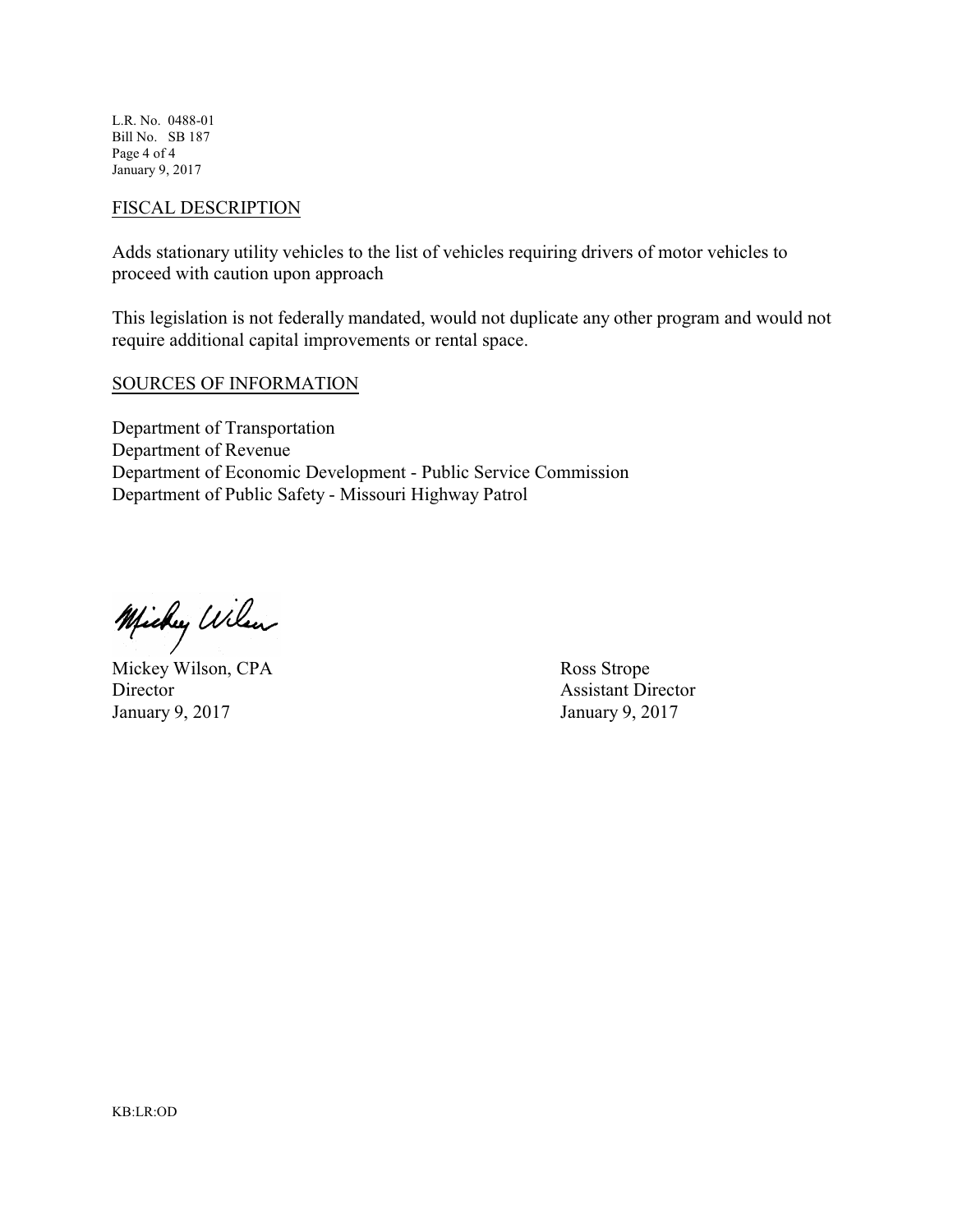## FISCAL DESCRIPTION

Adds stationary utility vehicles to the list of vehicles requiring drivers of motor vehicles to proceed with caution upon approach

This legislation is not federally mandated, would not duplicate any other program and would not require additional capital improvements or rental space.

## SOURCES OF INFORMATION

Department of Transportation
Department of Revenue
Department of Economic Development - Public Service Commission
Department of Public Safety - Missouri Highway Patrol

Mickey Wilson, CPA
Director
January 9, 2017

Ross Strope
Assistant Director
January 9, 2017

KB:LR:OD